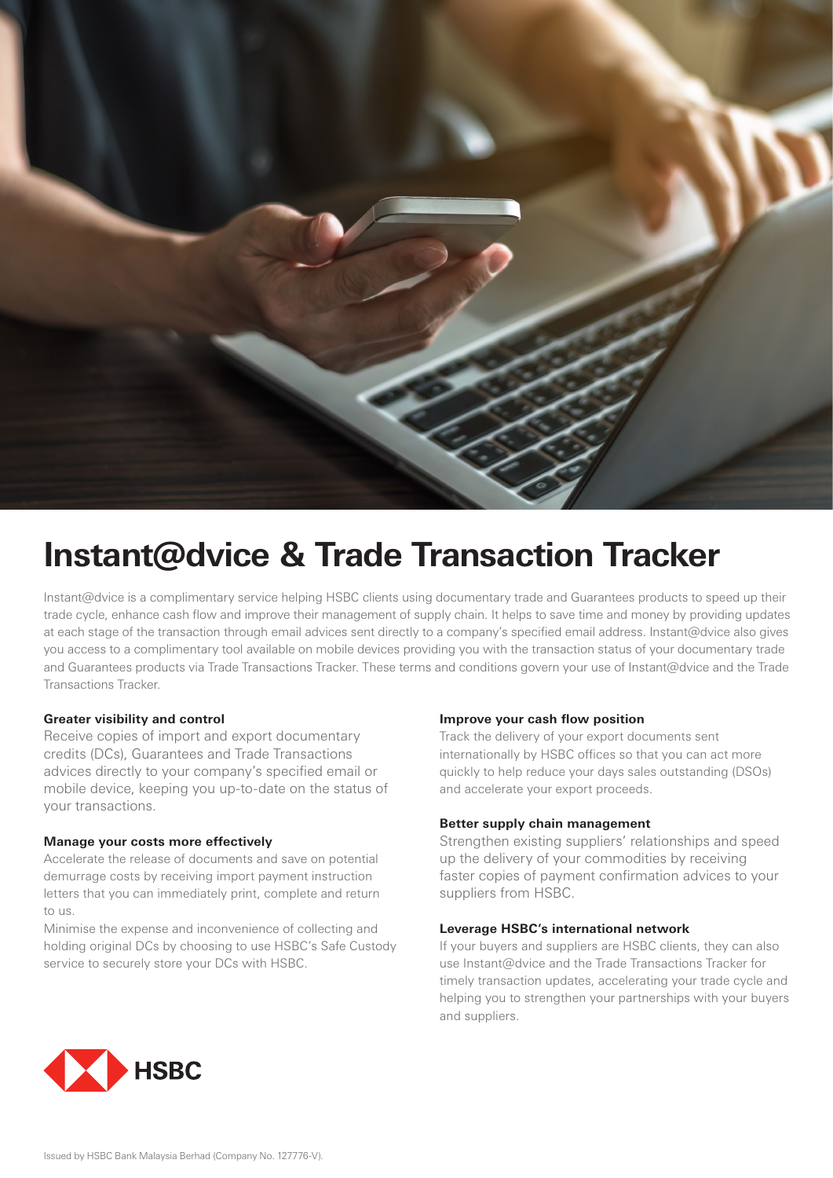# Instant@dvice & Trade Transaction Tracker

Instant@dvice is a complimentary service helping HSBC clients using documentary trade and Guarantees products to speed up their trade cycle, enhance cash flow and improve their management of supply chain. It helps to save time and money by providing updates at each stage of the transaction through email advices sent directly to a company's specified email address. Instant@dvice also gives you access to a complimentary tool available on mobile devices providing you with the transaction status of your documentary trade and Guarantees products via Trade Transactions Tracker. These terms and conditions govern your use of Instant@dvice and the Trade Transactions Tracker.

**Greater visibility and control**

Receive copies of import and export documentary credits (DCs), Guarantees and Trade Transactions advices directly to your company's specified email or mobile device, keeping you up-to-date on the status of your transactions.

**Manage your costs more effectively**

Accelerate the release of documents and save on potential demurrage costs by receiving import payment instruction letters that you can immediately print, complete and return to us.

Minimise the expense and inconvenience of collecting and holding original DCs by choosing to use HSBC's Safe Custody service to securely store your DCs with HSBC.

**Improve your cash flow position**

Track the delivery of your export documents sent internationally by HSBC offices so that you can act more quickly to help reduce your days sales outstanding (DSOs) and accelerate your export proceeds.

**Better supply chain management**

Strengthen existing suppliers' relationships and speed up the delivery of your commodities by receiving faster copies of payment confirmation advices to your suppliers from HSBC.

**Leverage HSBC's international network**

If your buyers and suppliers are HSBC clients, they can also use Instant@dvice and the Trade Transactions Tracker for timely transaction updates, accelerating your trade cycle and helping you to strengthen your partnerships with your buyers and suppliers.

HSBC

Issued by HSBC Bank Malaysia Berhad (Company No. 127776-V).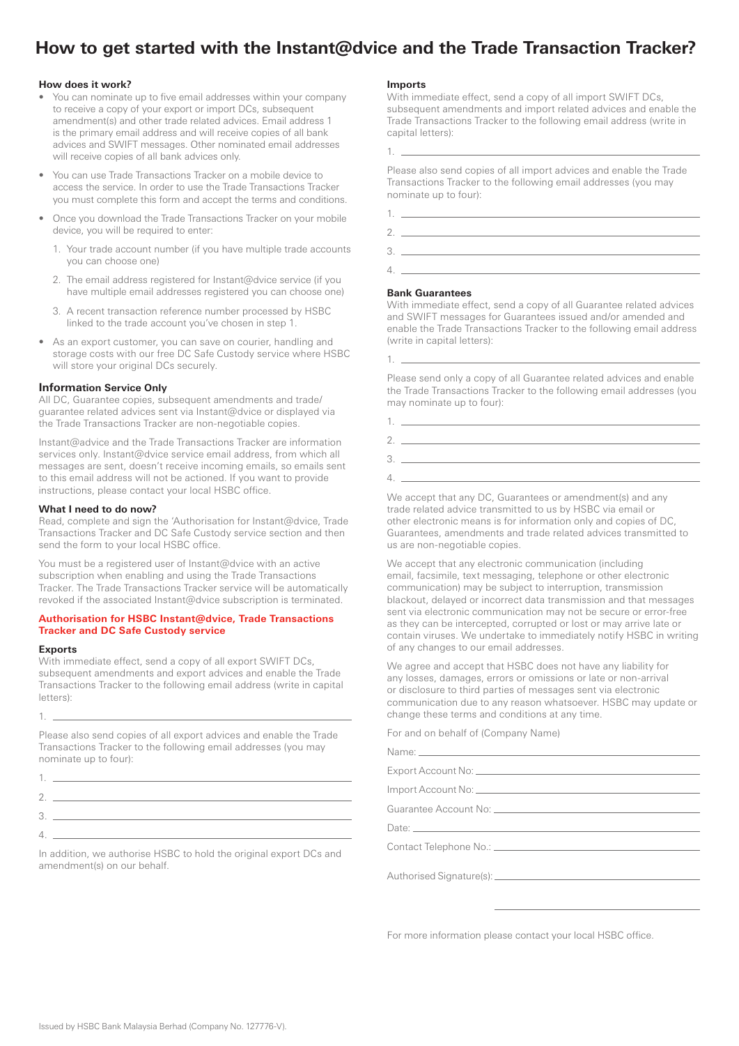# How to get started with the Instant@dvice and the Trade Transaction Tracker?

### How does it work?

- You can nominate up to five email addresses within your company to receive a copy of your export or import DCs, subsequent amendment(s) and other trade related advices. Email address 1 is the primary email address and will receive copies of all bank advices and SWIFT messages. Other nominated email addresses will receive copies of all bank advices only.
- You can use Trade Transactions Tracker on a mobile device to access the service. In order to use the Trade Transactions Tracker you must complete this form and accept the terms and conditions.
- Once you download the Trade Transactions Tracker on your mobile device, you will be required to enter:
  1. Your trade account number (if you have multiple trade accounts you can choose one)
  2. The email address registered for Instant@dvice service (if you have multiple email addresses registered you can choose one)
  3. A recent transaction reference number processed by HSBC linked to the trade account you've chosen in step 1.
- As an export customer, you can save on courier, handling and storage costs with our free DC Safe Custody service where HSBC will store your original DCs securely.

### Information Service Only

All DC, Guarantee copies, subsequent amendments and trade/guarantee related advices sent via Instant@dvice or displayed via the Trade Transactions Tracker are non-negotiable copies.

Instant@advice and the Trade Transactions Tracker are information services only. Instant@dvice service email address, from which all messages are sent, doesn't receive incoming emails, so emails sent to this email address will not be actioned. If you want to provide instructions, please contact your local HSBC office.

### What I need to do now?

Read, complete and sign the 'Authorisation for Instant@dvice, Trade Transactions Tracker and DC Safe Custody service section and then send the form to your local HSBC office.

You must be a registered user of Instant@dvice with an active subscription when enabling and using the Trade Transactions Tracker. The Trade Transactions Tracker service will be automatically revoked if the associated Instant@dvice subscription is terminated.

## Authorisation for HSBC Instant@dvice, Trade Transactions Tracker and DC Safe Custody service

### Exports

With immediate effect, send a copy of all export SWIFT DCs, subsequent amendments and export advices and enable the Trade Transactions Tracker to the following email address (write in capital letters):

1. ____________________

Please also send copies of all export advices and enable the Trade Transactions Tracker to the following email addresses (you may nominate up to four):

1. ____________________
2. ____________________
3. ____________________
4. ____________________

In addition, we authorise HSBC to hold the original export DCs and amendment(s) on our behalf.

### Imports

With immediate effect, send a copy of all import SWIFT DCs, subsequent amendments and import related advices and enable the Trade Transactions Tracker to the following email address (write in capital letters):

1. ____________________

Please also send copies of all import advices and enable the Trade Transactions Tracker to the following email addresses (you may nominate up to four):

1. ____________________
2. ____________________
3. ____________________
4. ____________________

### Bank Guarantees

With immediate effect, send a copy of all Guarantee related advices and SWIFT messages for Guarantees issued and/or amended and enable the Trade Transactions Tracker to the following email address (write in capital letters):

1. ____________________

Please send only a copy of all Guarantee related advices and enable the Trade Transactions Tracker to the following email addresses (you may nominate up to four):

1. ____________________
2. ____________________
3. ____________________
4. ____________________

We accept that any DC, Guarantees or amendment(s) and any trade related advice transmitted to us by HSBC via email or other electronic means is for information only and copies of DC, Guarantees, amendments and trade related advices transmitted to us are non-negotiable copies.

We accept that any electronic communication (including email, facsimile, text messaging, telephone or other electronic communication) may be subject to interruption, transmission blackout, delayed or incorrect data transmission and that messages sent via electronic communication may not be secure or error-free as they can be intercepted, corrupted or lost or may arrive late or contain viruses. We undertake to immediately notify HSBC in writing of any changes to our email addresses.

We agree and accept that HSBC does not have any liability for any losses, damages, errors or omissions or late or non-arrival or disclosure to third parties of messages sent via electronic communication due to any reason whatsoever. HSBC may update or change these terms and conditions at any time.

For and on behalf of (Company Name)

Name: ____________________

Export Account No: ____________________

Import Account No: ____________________

Guarantee Account No: ____________________

Date: ____________________

Contact Telephone No.: ____________________

Authorised Signature(s): ____________________

____________________

For more information please contact your local HSBC office.

Issued by HSBC Bank Malaysia Berhad (Company No. 127776-V).